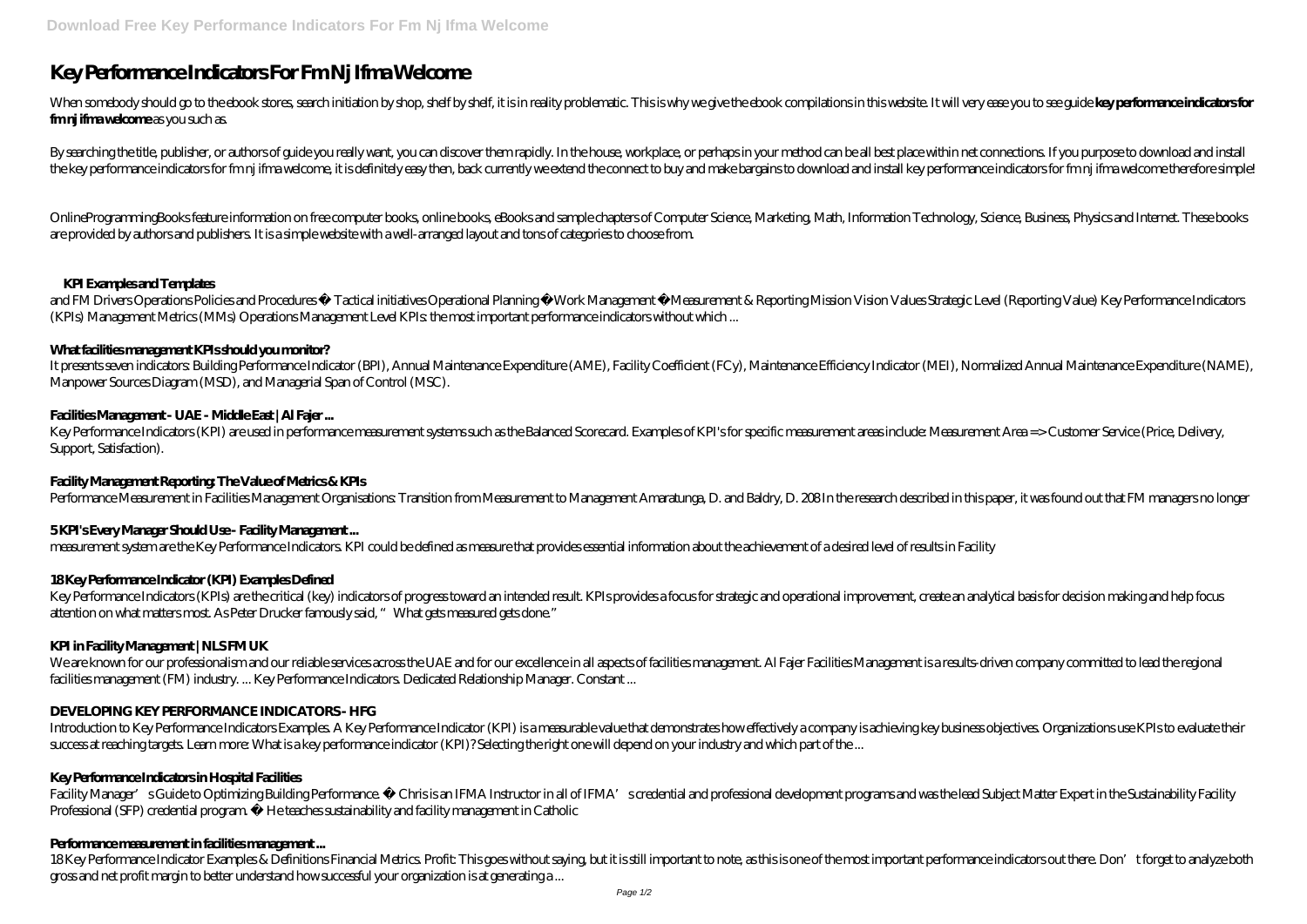# Key Performance Indicators For Fm Nj Ifma Welcome

When somebody should go to the ebook stores, search initiation by shop, shelf by shelf, it is in reality problematic. This is why we give the ebook compilations in this website. It will very ease you to see guide **key performance indicators for fm nj ifma welcome** as you such as.

By searching the title, publisher, or authors of guide you really want, you can discover them rapidly. In the house, workplace, or perhaps in your method can be all best place within net connections. If you purpose to download and install the key performance indicators for fm nj ifma welcome, it is definitely easy then, back currently we extend the connect to buy and make bargains to download and install key performance indicators for fm nj ifma welcome therefore simple!

OnlineProgrammingBooks feature information on free computer books, online books, eBooks and sample chapters of Computer Science, Marketing, Math, Information Technology, Science, Business, Physics and Internet. These books are provided by authors and publishers. It is a simple website with a well-arranged layout and tons of categories to choose from.

### KPI Examples and Templates

and FM Drivers Operations Policies and Procedures • Tactical initiatives Operational Planning • Work Management • Measurement & Reporting Mission Vision Values Strategic Level (Reporting Value) Key Performance Indicators (KPIs) Management Metrics (MMs) Operations Management Level KPIs: the most important performance indicators without which ...

### What facilities management KPIs should you monitor?

It presents seven indicators: Building Performance Indicator (BPI), Annual Maintenance Expenditure (AME), Facility Coefficient (FCy), Maintenance Efficiency Indicator (MEI), Normalized Annual Maintenance Expenditure (NAME), Manpower Sources Diagram (MSD), and Managerial Span of Control (MSC).

### Facilities Management - UAE - Middle East | Al Fajer ...

Key Performance Indicators (KPI) are used in performance measurement systems such as the Balanced Scorecard. Examples of KPI's for specific measurement areas include: Measurement Area => Customer Service (Price, Delivery, Support, Satisfaction).

### Facility Management Reporting: The Value of Metrics & KPIs

Performance Measurement in Facilities Management Organisations: Transition from Measurement to Management Amaratunga, D. and Baldry, D. 208 In the research described in this paper, it was found out that FM managers no longer

### 5 KPI's Every Manager Should Use - Facility Management ...

measurement system are the Key Performance Indicators. KPI could be defined as measure that provides essential information about the achievement of a desired level of results in Facility

### 18 Key Performance Indicator (KPI) Examples Defined

Key Performance Indicators (KPIs) are the critical (key) indicators of progress toward an intended result. KPIs provides a focus for strategic and operational improvement, create an analytical basis for decision making and help focus attention on what matters most. As Peter Drucker famously said, "What gets measured gets done."

### KPI in Facility Management | NLS FM UK

We are known for our professionalism and our reliable services across the UAE and for our excellence in all aspects of facilities management. Al Fajer Facilities Management is a results-driven company committed to lead the regional facilities management (FM) industry. ... Key Performance Indicators. Dedicated Relationship Manager. Constant ...

### DEVELOPING KEY PERFORMANCE INDICATORS - HFG

Introduction to Key Performance Indicators Examples. A Key Performance Indicator (KPI) is a measurable value that demonstrates how effectively a company is achieving key business objectives. Organizations use KPIs to evaluate their success at reaching targets. Learn more: What is a key performance indicator (KPI)? Selecting the right one will depend on your industry and which part of the ...

### Key Performance Indicators in Hospital Facilities

Facility Manager's Guide to Optimizing Building Performance. • Chris is an IFMA Instructor in all of IFMA's credential and professional development programs and was the lead Subject Matter Expert in the Sustainability Facility Professional (SFP) credential program. • He teaches sustainability and facility management in Catholic

### Performance measurement in facilities management ...

18 Key Performance Indicator Examples & Definitions Financial Metrics. Profit: This goes without saying, but it is still important to note, as this is one of the most important performance indicators out there. Don't forget to analyze both gross and net profit margin to better understand how successful your organization is at generating a ...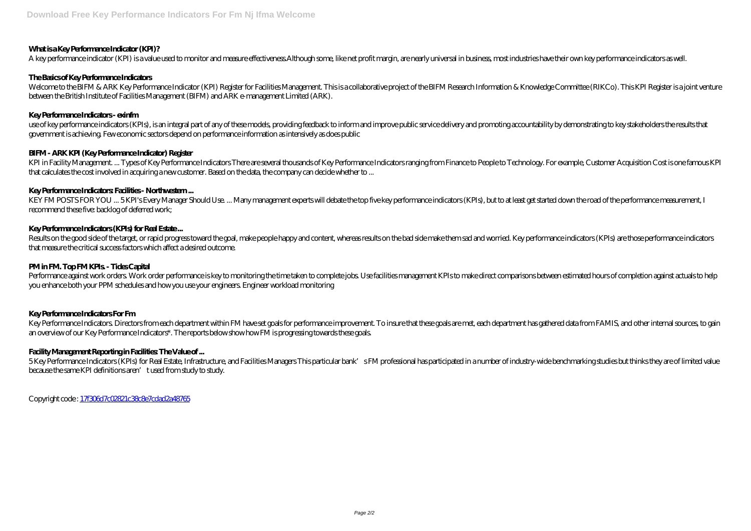### What is a Key Performance Indicator (KPI)?

A key performance indicator (KPI) is a value used to monitor and measure effectiveness.Although some, like net profit margin, are nearly universal in business, most industries have their own key performance indicators as well.

### The Basics of Key Performance Indicators

Welcome to the BIFM & ARK Key Performance Indicator (KPI) Register for Facilities Management. This is a collaborative project of the BIFM Research Information & Knowledge Committee (RIKCo). This KPI Register is a joint venture between the British Institute of Facilities Management (BIFM) and ARK e-management Limited (ARK).

### Key Performance Indicators - exinfm

use of key performance indicators (KPIs), is an integral part of any of these models, providing feedback to inform and improve public service delivery and promoting accountability by demonstrating to key stakeholders the results that government is achieving. Few economic sectors depend on performance information as intensively as does public

### BIFM - ARK KPI (Key Performance Indicator) Register

KPI in Facility Management. ... Types of Key Performance Indicators There are several thousands of Key Performance Indicators ranging from Finance to People to Technology. For example, Customer Acquisition Cost is one famous KPI that calculates the cost involved in acquiring a new customer. Based on the data, the company can decide whether to ...

### Key Performance Indicators: Facilities - Northwestern ...

KEY FM POSTS FOR YOU ... 5 KPI's Every Manager Should Use. ... Many management experts will debate the top five key performance indicators (KPIs), but to at least get started down the road of the performance measurement, I recommend these five: backlog of deferred work;

### Key Performance Indicators (KPIs) for Real Estate ...

Results on the good side of the target, or rapid progress toward the goal, make people happy and content, whereas results on the bad side make them sad and worried. Key performance indicators (KPIs) are those performance indicators that measure the critical success factors which affect a desired outcome.

### PM in FM. Top FM KPIs. - Tides Capital

Performance against work orders. Work order performance is key to monitoring the time taken to complete jobs. Use facilities management KPIs to make direct comparisons between estimated hours of completion against actuals to help you enhance both your PPM schedules and how you use your engineers. Engineer workload monitoring

### Key Performance Indicators For Fm

Key Performance Indicators. Directors from each department within FM have set goals for performance improvement. To insure that these goals are met, each department has gathered data from FAMIS, and other internal sources, to gain an overview of our Key Performance Indicators*. The reports below show how FM is progressing towards these goals.

### Facility Management Reporting in Facilities: The Value of ...

5 Key Performance Indicators (KPIs) for Real Estate, Infrastructure, and Facilities Managers This particular bank's FM professional has participated in a number of industry-wide benchmarking studies but thinks they are of limited value because the same KPI definitions aren't used from study to study.

Copyright code : 17f306d7c02821c38c8e7cdad2a48765